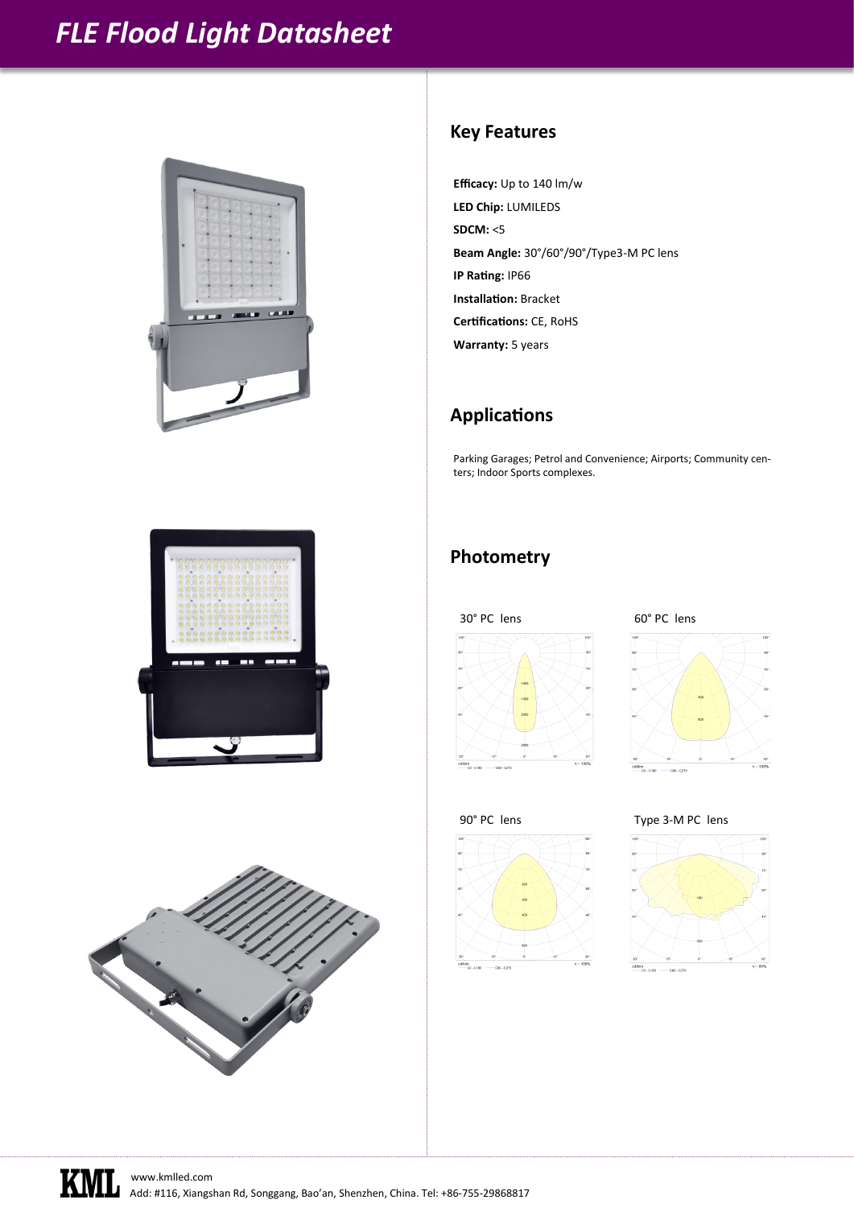# FLE Flood Light Datasheet

## Key Features

**Efficacy:** Up to 140 lm/w

**LED Chip:** LUMILEDS

**SDCM:** <5

**Beam Angle:** 30°/60°/90°/Type3-M PC lens

**IP Rating:** IP66

**Installation:** Bracket

**Certifications:** CE, RoHS

**Warranty:** 5 years

## Applications

Parking Garages; Petrol and Convenience; Airports; Community centers; Indoor Sports complexes.

## Photometry

30° PC lens

60° PC lens

90° PC lens

Type 3-M PC lens

www.kmlled.com
Add: #116, Xiangshan Rd, Songgang, Bao'an, Shenzhen, China. Tel: +86-755-29868817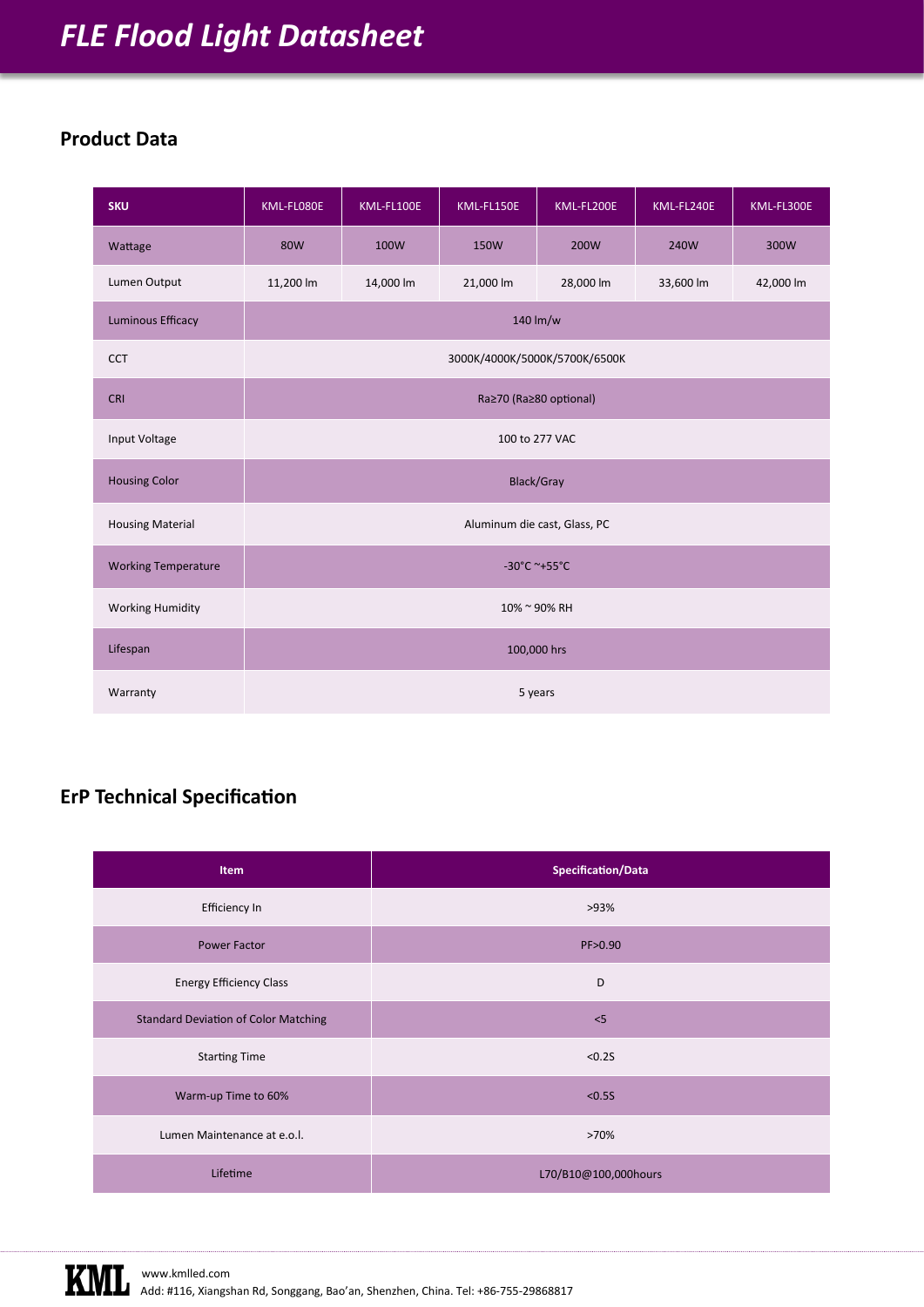# FLE Flood Light Datasheet

## Product Data

| SKU | KML-FL080E | KML-FL100E | KML-FL150E | KML-FL200E | KML-FL240E | KML-FL300E |
|---|---|---|---|---|---|---|
| Wattage | 80W | 100W | 150W | 200W | 240W | 300W |
| Lumen Output | 11,200 lm | 14,000 lm | 21,000 lm | 28,000 lm | 33,600 lm | 42,000 lm |
| Luminous Efficacy | 140 lm/w | | | | | |
| CCT | 3000K/4000K/5000K/5700K/6500K | | | | | |
| CRI | Ra≥70 (Ra≥80 optional) | | | | | |
| Input Voltage | 100 to 277 VAC | | | | | |
| Housing Color | Black/Gray | | | | | |
| Housing Material | Aluminum die cast, Glass, PC | | | | | |
| Working Temperature | -30°C ~+55°C | | | | | |
| Working Humidity | 10% ~ 90% RH | | | | | |
| Lifespan | 100,000 hrs | | | | | |
| Warranty | 5 years | | | | | |

## ErP Technical Specification

| Item | Specification/Data |
|---|---|
| Efficiency In | >93% |
| Power Factor | PF>0.90 |
| Energy Efficiency Class | D |
| Standard Deviation of Color Matching | <5 |
| Starting Time | <0.2S |
| Warm-up Time to 60% | <0.5S |
| Lumen Maintenance at e.o.l. | >70% |
| Lifetime | L70/B10@100,000hours |

KML www.kmlled.com
Add: #116, Xiangshan Rd, Songgang, Bao'an, Shenzhen, China. Tel: +86-755-29868817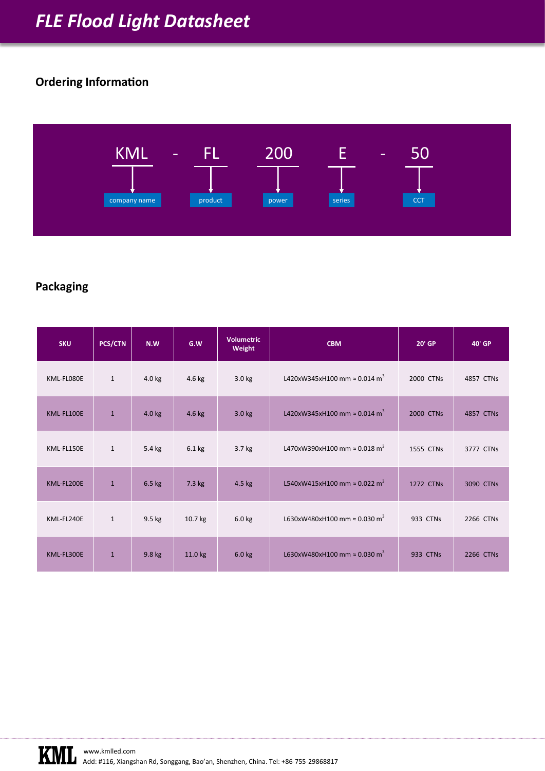# FLE Flood Light Datasheet

## Ordering Information

KML - FL 200 E - 50

- KML: company name
- FL: product
- 200: power
- E: series
- 50: CCT

## Packaging

| SKU | PCS/CTN | N.W | G.W | Volumetric Weight | CBM | 20' GP | 40' GP |
|---|---|---|---|---|---|---|---|
| KML-FL080E | 1 | 4.0 kg | 4.6 kg | 3.0 kg | L420xW345xH100 mm ≈ 0.014 $m^3$ | 2000 CTNs | 4857 CTNs |
| KML-FL100E | 1 | 4.0 kg | 4.6 kg | 3.0 kg | L420xW345xH100 mm ≈ 0.014 $m^3$ | 2000 CTNs | 4857 CTNs |
| KML-FL150E | 1 | 5.4 kg | 6.1 kg | 3.7 kg | L470xW390xH100 mm ≈ 0.018 $m^3$ | 1555 CTNs | 3777 CTNs |
| KML-FL200E | 1 | 6.5 kg | 7.3 kg | 4.5 kg | L540xW415xH100 mm ≈ 0.022 $m^3$ | 1272 CTNs | 3090 CTNs |
| KML-FL240E | 1 | 9.5 kg | 10.7 kg | 6.0 kg | L630xW480xH100 mm ≈ 0.030 $m^3$ | 933 CTNs | 2266 CTNs |
| KML-FL300E | 1 | 9.8 kg | 11.0 kg | 6.0 kg | L630xW480xH100 mm ≈ 0.030 $m^3$ | 933 CTNs | 2266 CTNs |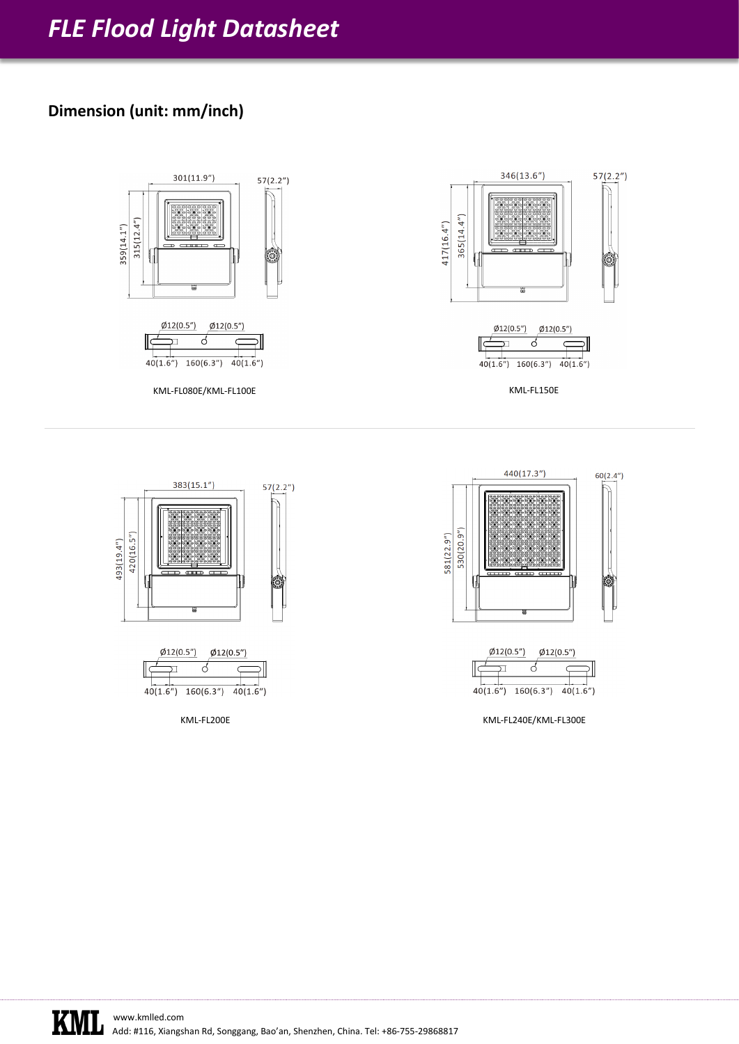# FLE Flood Light Datasheet

## Dimension (unit: mm/inch)

301(11.9")
57(2.2")
359(14.1")
315(12.4")
Ø12(0.5") Ø12(0.5")
40(1.6") 160(6.3") 40(1.6")

KML-FL080E/KML-FL100E

346(13.6")
57(2.2")
417(16.4")
365(14.4")
Ø12(0.5") Ø12(0.5")
40(1.6") 160(6.3") 40(1.6")

KML-FL150E

383(15.1")
57(2.2")
493(19.4")
420(16.5")
Ø12(0.5") Ø12(0.5")
40(1.6") 160(6.3") 40(1.6")

KML-FL200E

440(17.3")
60(2.4")
581(22.9")
530(20.9")
Ø12(0.5") Ø12(0.5")
40(1.6") 160(6.3") 40(1.6")

KML-FL240E/KML-FL300E

KML www.kmlled.com
Add: #116, Xiangshan Rd, Songgang, Bao'an, Shenzhen, China. Tel: +86-755-29868817